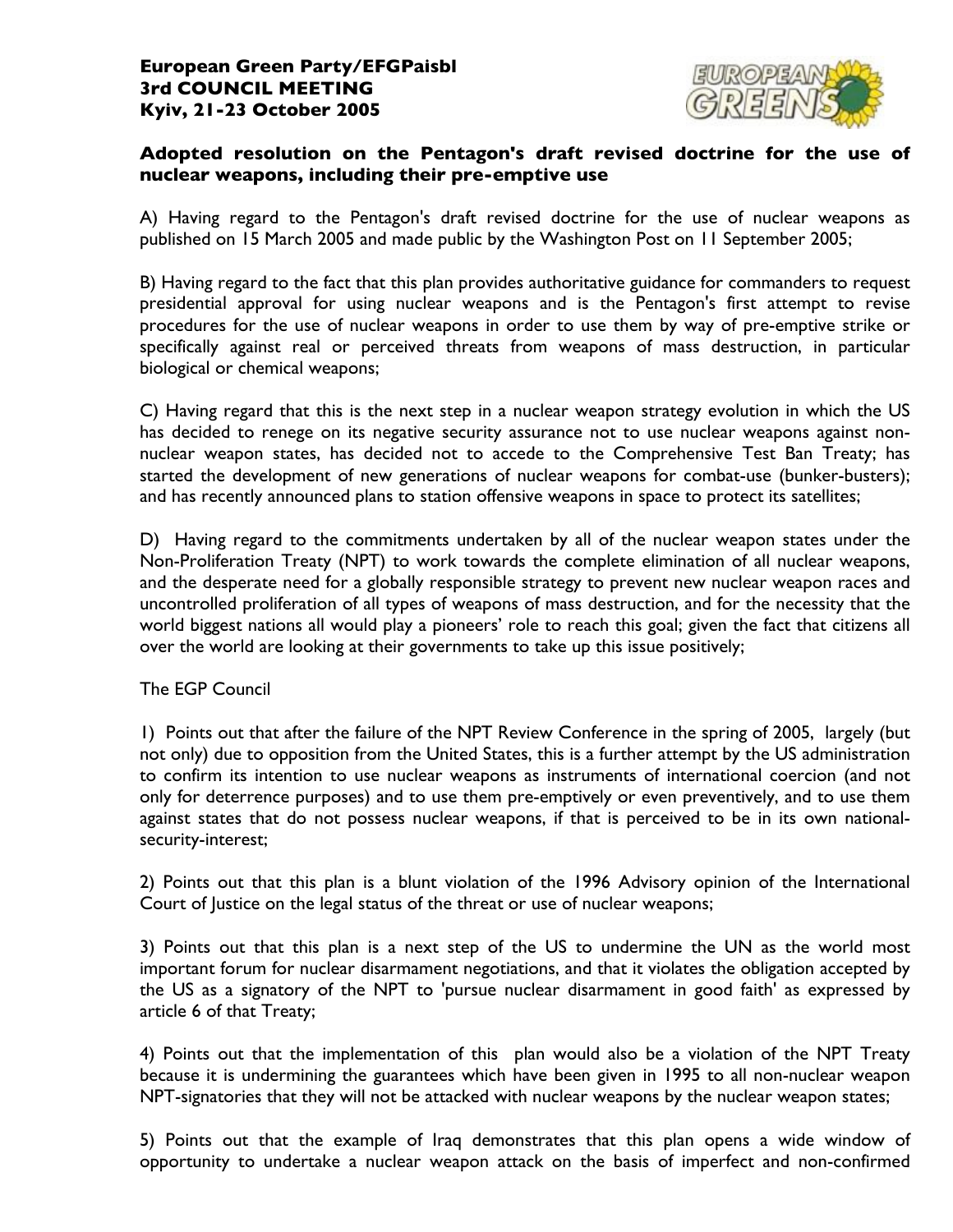**European Green Party/EFGPaisbl**
**3rd COUNCIL MEETING**
**Kyiv, 21-23 October 2005**

## Adopted resolution on the Pentagon's draft revised doctrine for the use of nuclear weapons, including their pre-emptive use

A) Having regard to the Pentagon's draft revised doctrine for the use of nuclear weapons as published on 15 March 2005 and made public by the Washington Post on 11 September 2005;

B) Having regard to the fact that this plan provides authoritative guidance for commanders to request presidential approval for using nuclear weapons and is the Pentagon's first attempt to revise procedures for the use of nuclear weapons in order to use them by way of pre-emptive strike or specifically against real or perceived threats from weapons of mass destruction, in particular biological or chemical weapons;

C) Having regard that this is the next step in a nuclear weapon strategy evolution in which the US has decided to renege on its negative security assurance not to use nuclear weapons against non-nuclear weapon states, has decided not to accede to the Comprehensive Test Ban Treaty; has started the development of new generations of nuclear weapons for combat-use (bunker-busters); and has recently announced plans to station offensive weapons in space to protect its satellites;

D) Having regard to the commitments undertaken by all of the nuclear weapon states under the Non-Proliferation Treaty (NPT) to work towards the complete elimination of all nuclear weapons, and the desperate need for a globally responsible strategy to prevent new nuclear weapon races and uncontrolled proliferation of all types of weapons of mass destruction, and for the necessity that the world biggest nations all would play a pioneers' role to reach this goal; given the fact that citizens all over the world are looking at their governments to take up this issue positively;

The EGP Council

1) Points out that after the failure of the NPT Review Conference in the spring of 2005, largely (but not only) due to opposition from the United States, this is a further attempt by the US administration to confirm its intention to use nuclear weapons as instruments of international coercion (and not only for deterrence purposes) and to use them pre-emptively or even preventively, and to use them against states that do not possess nuclear weapons, if that is perceived to be in its own national-security-interest;

2) Points out that this plan is a blunt violation of the 1996 Advisory opinion of the International Court of Justice on the legal status of the threat or use of nuclear weapons;

3) Points out that this plan is a next step of the US to undermine the UN as the world most important forum for nuclear disarmament negotiations, and that it violates the obligation accepted by the US as a signatory of the NPT to 'pursue nuclear disarmament in good faith' as expressed by article 6 of that Treaty;

4) Points out that the implementation of this plan would also be a violation of the NPT Treaty because it is undermining the guarantees which have been given in 1995 to all non-nuclear weapon NPT-signatories that they will not be attacked with nuclear weapons by the nuclear weapon states;

5) Points out that the example of Iraq demonstrates that this plan opens a wide window of opportunity to undertake a nuclear weapon attack on the basis of imperfect and non-confirmed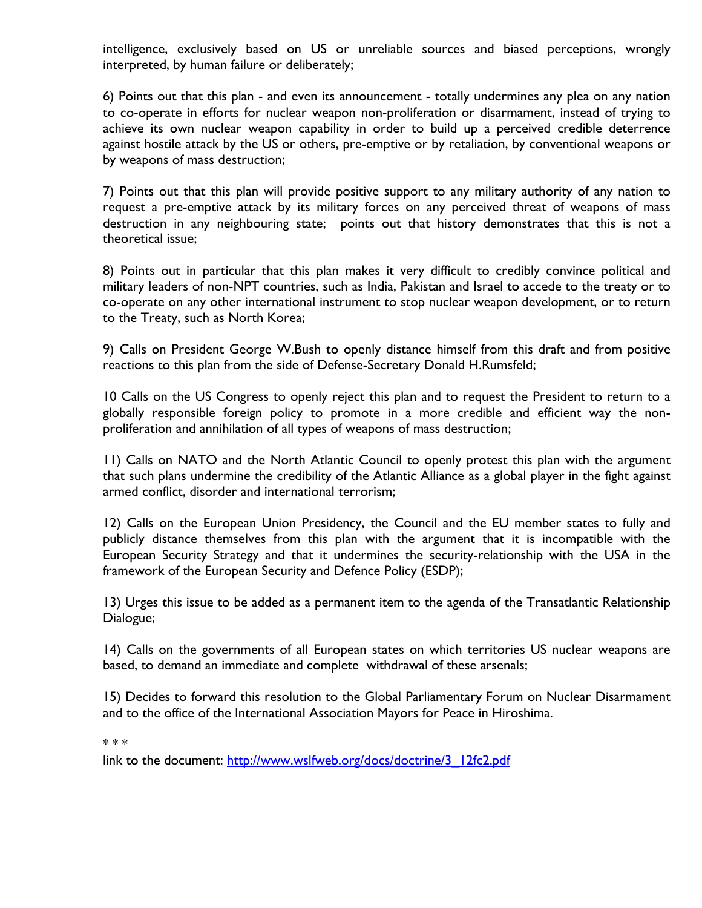intelligence, exclusively based on US or unreliable sources and biased perceptions, wrongly interpreted, by human failure or deliberately;

6) Points out that this plan - and even its announcement - totally undermines any plea on any nation to co-operate in efforts for nuclear weapon non-proliferation or disarmament, instead of trying to achieve its own nuclear weapon capability in order to build up a perceived credible deterrence against hostile attack by the US or others, pre-emptive or by retaliation, by conventional weapons or by weapons of mass destruction;

7) Points out that this plan will provide positive support to any military authority of any nation to request a pre-emptive attack by its military forces on any perceived threat of weapons of mass destruction in any neighbouring state; points out that history demonstrates that this is not a theoretical issue;

8) Points out in particular that this plan makes it very difficult to credibly convince political and military leaders of non-NPT countries, such as India, Pakistan and Israel to accede to the treaty or to co-operate on any other international instrument to stop nuclear weapon development, or to return to the Treaty, such as North Korea;

9) Calls on President George W.Bush to openly distance himself from this draft and from positive reactions to this plan from the side of Defense-Secretary Donald H.Rumsfeld;

10 Calls on the US Congress to openly reject this plan and to request the President to return to a globally responsible foreign policy to promote in a more credible and efficient way the non-proliferation and annihilation of all types of weapons of mass destruction;

11) Calls on NATO and the North Atlantic Council to openly protest this plan with the argument that such plans undermine the credibility of the Atlantic Alliance as a global player in the fight against armed conflict, disorder and international terrorism;

12) Calls on the European Union Presidency, the Council and the EU member states to fully and publicly distance themselves from this plan with the argument that it is incompatible with the European Security Strategy and that it undermines the security-relationship with the USA in the framework of the European Security and Defence Policy (ESDP);

13) Urges this issue to be added as a permanent item to the agenda of the Transatlantic Relationship Dialogue;

14) Calls on the governments of all European states on which territories US nuclear weapons are based, to demand an immediate and complete withdrawal of these arsenals;

15) Decides to forward this resolution to the Global Parliamentary Forum on Nuclear Disarmament and to the office of the International Association Mayors for Peace in Hiroshima.

* * *

link to the document: http://www.wslfweb.org/docs/doctrine/3_12fc2.pdf